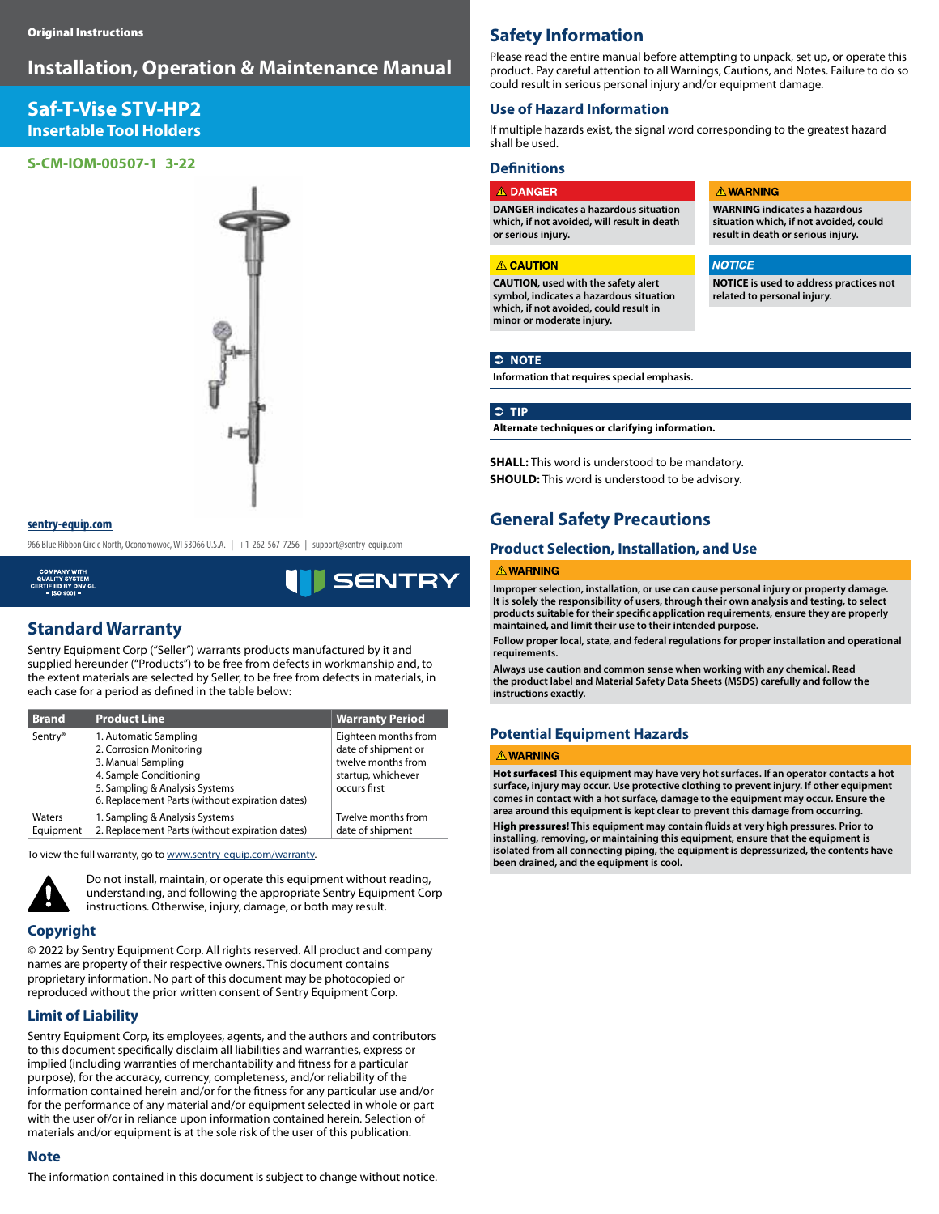Original Instructions

# Installation, Operation & Maintenance Manual

## Saf-T-Vise STV-HP2
## Insertable Tool Holders

S-CM-IOM-00507-1 3-22

sentry-equip.com

966 Blue Ribbon Circle North, Oconomowoc, WI 53066 U.S.A. | +1-262-567-7256 | support@sentry-equip.com

COMPANY WITH QUALITY SYSTEM CERTIFIED BY DNV GL – ISO 9001 –

SENTRY

## Standard Warranty

Sentry Equipment Corp ("Seller") warrants products manufactured by it and supplied hereunder ("Products") to be free from defects in workmanship and, to the extent materials are selected by Seller, to be free from defects in materials, in each case for a period as defined in the table below:

| Brand | Product Line | Warranty Period |
|---|---|---|
| Sentry® | 1. Automatic Sampling<br>2. Corrosion Monitoring<br>3. Manual Sampling<br>4. Sample Conditioning<br>5. Sampling & Analysis Systems<br>6. Replacement Parts (without expiration dates) | Eighteen months from date of shipment or twelve months from startup, whichever occurs first |
| Waters Equipment | 1. Sampling & Analysis Systems<br>2. Replacement Parts (without expiration dates) | Twelve months from date of shipment |

To view the full warranty, go to www.sentry-equip.com/warranty.

Do not install, maintain, or operate this equipment without reading, understanding, and following the appropriate Sentry Equipment Corp instructions. Otherwise, injury, damage, or both may result.

### Copyright

© 2022 by Sentry Equipment Corp. All rights reserved. All product and company names are property of their respective owners. This document contains proprietary information. No part of this document may be photocopied or reproduced without the prior written consent of Sentry Equipment Corp.

### Limit of Liability

Sentry Equipment Corp, its employees, agents, and the authors and contributors to this document specifically disclaim all liabilities and warranties, express or implied (including warranties of merchantability and fitness for a particular purpose), for the accuracy, currency, completeness, and/or reliability of the information contained herein and/or for the fitness for any particular use and/or for the performance of any material and/or equipment selected in whole or part with the user of/or in reliance upon information contained herein. Selection of materials and/or equipment is at the sole risk of the user of this publication.

### Note

The information contained in this document is subject to change without notice.

## Safety Information

Please read the entire manual before attempting to unpack, set up, or operate this product. Pay careful attention to all Warnings, Cautions, and Notes. Failure to do so could result in serious personal injury and/or equipment damage.

### Use of Hazard Information

If multiple hazards exist, the signal word corresponding to the greatest hazard shall be used.

### Definitions

**⚠ DANGER**

**DANGER indicates a hazardous situation which, if not avoided, will result in death or serious injury.**

**⚠ WARNING**

**WARNING indicates a hazardous situation which, if not avoided, could result in death or serious injury.**

**⚠ CAUTION**

**CAUTION, used with the safety alert symbol, indicates a hazardous situation which, if not avoided, could result in minor or moderate injury.**

***NOTICE***

**NOTICE is used to address practices not related to personal injury.**

**NOTE**

**Information that requires special emphasis.**

**TIP**

**Alternate techniques or clarifying information.**

**SHALL:** This word is understood to be mandatory.
**SHOULD:** This word is understood to be advisory.

## General Safety Precautions

### Product Selection, Installation, and Use

**⚠ WARNING**

**Improper selection, installation, or use can cause personal injury or property damage. It is solely the responsibility of users, through their own analysis and testing, to select products suitable for their specific application requirements, ensure they are properly maintained, and limit their use to their intended purpose.**

**Follow proper local, state, and federal regulations for proper installation and operational requirements.**

**Always use caution and common sense when working with any chemical. Read the product label and Material Safety Data Sheets (MSDS) carefully and follow the instructions exactly.**

### Potential Equipment Hazards

**⚠ WARNING**

**Hot surfaces! This equipment may have very hot surfaces. If an operator contacts a hot surface, injury may occur. Use protective clothing to prevent injury. If other equipment comes in contact with a hot surface, damage to the equipment may occur. Ensure the area around this equipment is kept clear to prevent this damage from occurring.**

**High pressures! This equipment may contain fluids at very high pressures. Prior to installing, removing, or maintaining this equipment, ensure that the equipment is isolated from all connecting piping, the equipment is depressurized, the contents have been drained, and the equipment is cool.**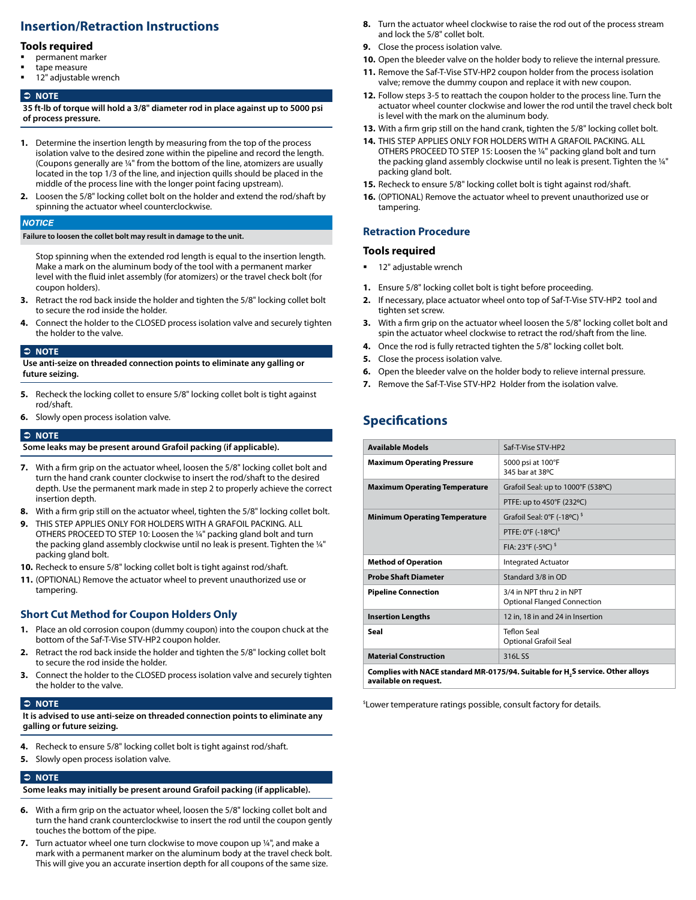## Insertion/Retraction Instructions

### Tools required

- permanent marker
- tape measure
- 12" adjustable wrench

**➲ NOTE**

**35 ft-lb of torque will hold a 3/8" diameter rod in place against up to 5000 psi of process pressure.**

1. Determine the insertion length by measuring from the top of the process isolation valve to the desired zone within the pipeline and record the length. (Coupons generally are ¼" from the bottom of the line, atomizers are usually located in the top 1/3 of the line, and injection quills should be placed in the middle of the process line with the longer point facing upstream).
2. Loosen the 5/8" locking collet bolt on the holder and extend the rod/shaft by spinning the actuator wheel counterclockwise.

***NOTICE***

**Failure to loosen the collet bolt may result in damage to the unit.**

   Stop spinning when the extended rod length is equal to the insertion length. Make a mark on the aluminum body of the tool with a permanent marker level with the fluid inlet assembly (for atomizers) or the travel check bolt (for coupon holders).
3. Retract the rod back inside the holder and tighten the 5/8" locking collet bolt to secure the rod inside the holder.
4. Connect the holder to the CLOSED process isolation valve and securely tighten the holder to the valve.

**➲ NOTE**

**Use anti-seize on threaded connection points to eliminate any galling or future seizing.**

5. Recheck the locking collet to ensure 5/8" locking collet bolt is tight against rod/shaft.
6. Slowly open process isolation valve.

**➲ NOTE**

**Some leaks may be present around Grafoil packing (if applicable).**

7. With a firm grip on the actuator wheel, loosen the 5/8" locking collet bolt and turn the hand crank counter clockwise to insert the rod/shaft to the desired depth. Use the permanent mark made in step 2 to properly achieve the correct insertion depth.
8. With a firm grip still on the actuator wheel, tighten the 5/8" locking collet bolt.
9. THIS STEP APPLIES ONLY FOR HOLDERS WITH A GRAFOIL PACKING. ALL OTHERS PROCEED TO STEP 10: Loosen the ¼" packing gland bolt and turn the packing gland assembly clockwise until no leak is present. Tighten the ¼" packing gland bolt.
10. Recheck to ensure 5/8" locking collet bolt is tight against rod/shaft.
11. (OPTIONAL) Remove the actuator wheel to prevent unauthorized use or tampering.

### Short Cut Method for Coupon Holders Only

1. Place an old corrosion coupon (dummy coupon) into the coupon chuck at the bottom of the Saf-T-Vise STV-HP2 coupon holder.
2. Retract the rod back inside the holder and tighten the 5/8" locking collet bolt to secure the rod inside the holder.
3. Connect the holder to the CLOSED process isolation valve and securely tighten the holder to the valve.

**➲ NOTE**

**It is advised to use anti-seize on threaded connection points to eliminate any galling or future seizing.**

4. Recheck to ensure 5/8" locking collet bolt is tight against rod/shaft.
5. Slowly open process isolation valve.

**➲ NOTE**

**Some leaks may initially be present around Grafoil packing (if applicable).**

6. With a firm grip on the actuator wheel, loosen the 5/8" locking collet bolt and turn the hand crank counterclockwise to insert the rod until the coupon gently touches the bottom of the pipe.
7. Turn actuator wheel one turn clockwise to move coupon up ¼", and make a mark with a permanent marker on the aluminum body at the travel check bolt. This will give you an accurate insertion depth for all coupons of the same size.
8. Turn the actuator wheel clockwise to raise the rod out of the process stream and lock the 5/8" collet bolt.
9. Close the process isolation valve.
10. Open the bleeder valve on the holder body to relieve the internal pressure.
11. Remove the Saf-T-Vise STV-HP2 coupon holder from the process isolation valve; remove the dummy coupon and replace it with new coupon.
12. Follow steps 3-5 to reattach the coupon holder to the process line. Turn the actuator wheel counter clockwise and lower the rod until the travel check bolt is level with the mark on the aluminum body.
13. With a firm grip still on the hand crank, tighten the 5/8" locking collet bolt.
14. THIS STEP APPLIES ONLY FOR HOLDERS WITH A GRAFOIL PACKING. ALL OTHERS PROCEED TO STEP 15: Loosen the ¼" packing gland bolt and turn the packing gland assembly clockwise until no leak is present. Tighten the ¼" packing gland bolt.
15. Recheck to ensure 5/8" locking collet bolt is tight against rod/shaft.
16. (OPTIONAL) Remove the actuator wheel to prevent unauthorized use or tampering.

### Retraction Procedure

### Tools required

- 12" adjustable wrench

1. Ensure 5/8" locking collet bolt is tight before proceeding.
2. If necessary, place actuator wheel onto top of Saf-T-Vise STV-HP2 tool and tighten set screw.
3. With a firm grip on the actuator wheel loosen the 5/8" locking collet bolt and spin the actuator wheel clockwise to retract the rod/shaft from the line.
4. Once the rod is fully retracted tighten the 5/8" locking collet bolt.
5. Close the process isolation valve.
6. Open the bleeder valve on the holder body to relieve internal pressure.
7. Remove the Saf-T-Vise STV-HP2 Holder from the isolation valve.

## Specifications

| **Available Models** | Saf-T-Vise STV-HP2 |
|---|---|
| **Maximum Operating Pressure** | 5000 psi at 100°F<br>345 bar at 38ºC |
| **Maximum Operating Temperature** | Grafoil Seal: up to 1000°F (538ºC) |
| | PTFE: up to 450°F (232ºC) |
| **Minimum Operating Temperature** | Grafoil Seal: 0°F (-18ºC) [$] |
| | PTFE: 0°F (-18ºC)[$] |
| | FIA: 23°F (-5ºC) [$] |
| **Method of Operation** | Integrated Actuator |
| **Probe Shaft Diameter** | Standard 3/8 in OD |
| **Pipeline Connection** | 3/4 in NPT thru 2 in NPT<br>Optional Flanged Connection |
| **Insertion Lengths** | 12 in, 18 in and 24 in Insertion |
| **Seal** | Teflon Seal<br>Optional Grafoil Seal |
| **Material Construction** | 316L SS |
| **Complies with NACE standard MR-0175/94. Suitable for $H_2S$ service. Other alloys available on request.** | |

[$]Lower temperature ratings possible, consult factory for details.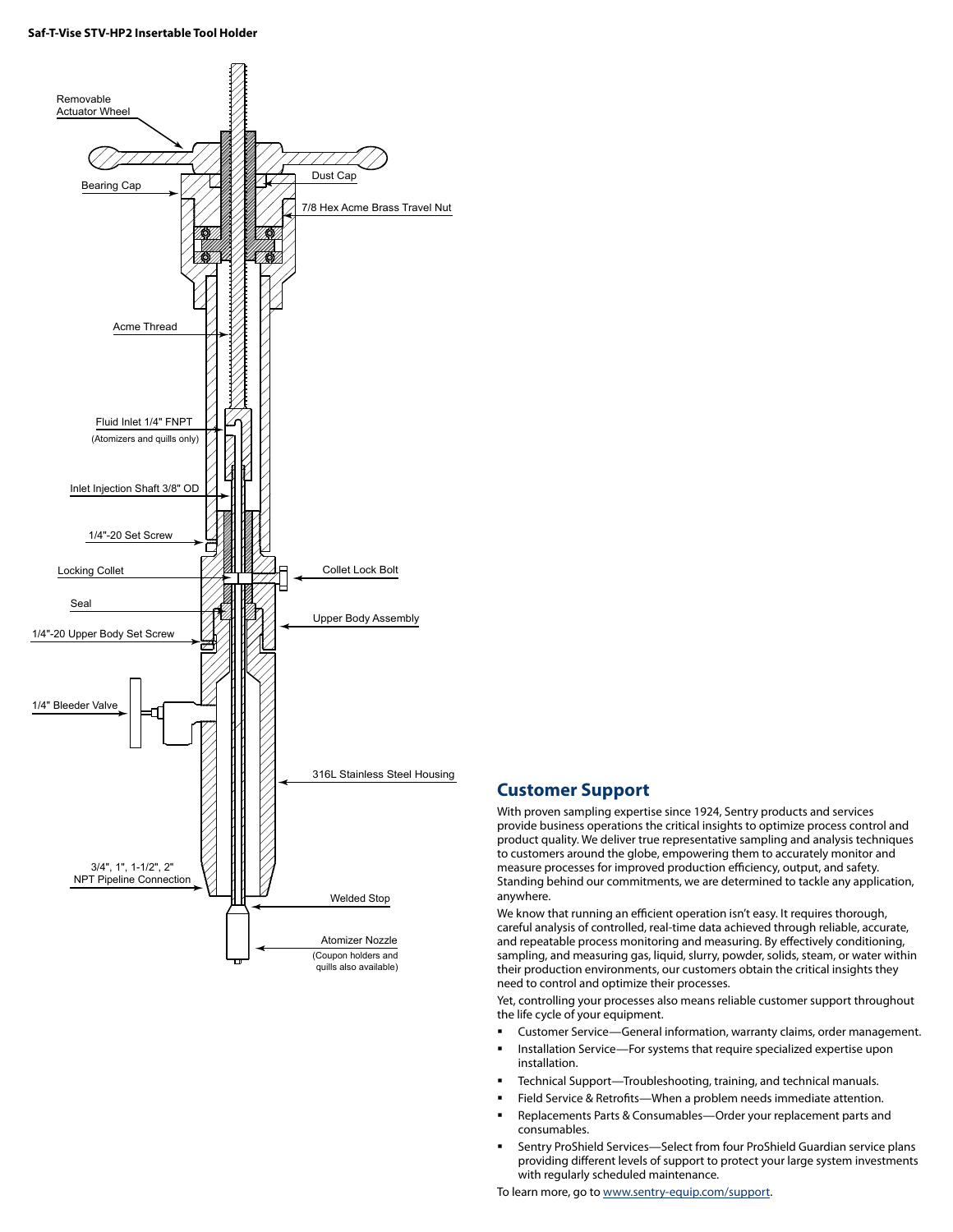**Saf-T-Vise STV-HP2 Insertable Tool Holder**

Removable Actuator Wheel

Bearing Cap

Dust Cap

7/8 Hex Acme Brass Travel Nut

Acme Thread

Fluid Inlet 1/4" FNPT
(Atomizers and quills only)

Inlet Injection Shaft 3/8" OD

1/4"-20 Set Screw

Locking Collet

Collet Lock Bolt

Seal

Upper Body Assembly

1/4"-20 Upper Body Set Screw

1/4" Bleeder Valve

316L Stainless Steel Housing

3/4", 1", 1-1/2", 2"
NPT Pipeline Connection

Welded Stop

Atomizer Nozzle
(Coupon holders and quills also available)

## Customer Support

With proven sampling expertise since 1924, Sentry products and services provide business operations the critical insights to optimize process control and product quality. We deliver true representative sampling and analysis techniques to customers around the globe, empowering them to accurately monitor and measure processes for improved production efficiency, output, and safety. Standing behind our commitments, we are determined to tackle any application, anywhere.

We know that running an efficient operation isn't easy. It requires thorough, careful analysis of controlled, real-time data achieved through reliable, accurate, and repeatable process monitoring and measuring. By effectively conditioning, sampling, and measuring gas, liquid, slurry, powder, solids, steam, or water within their production environments, our customers obtain the critical insights they need to control and optimize their processes.

Yet, controlling your processes also means reliable customer support throughout the life cycle of your equipment.

- Customer Service—General information, warranty claims, order management.
- Installation Service—For systems that require specialized expertise upon installation.
- Technical Support—Troubleshooting, training, and technical manuals.
- Field Service & Retrofits—When a problem needs immediate attention.
- Replacements Parts & Consumables—Order your replacement parts and consumables.
- Sentry ProShield Services—Select from four ProShield Guardian service plans providing different levels of support to protect your large system investments with regularly scheduled maintenance.

To learn more, go to www.sentry-equip.com/support.